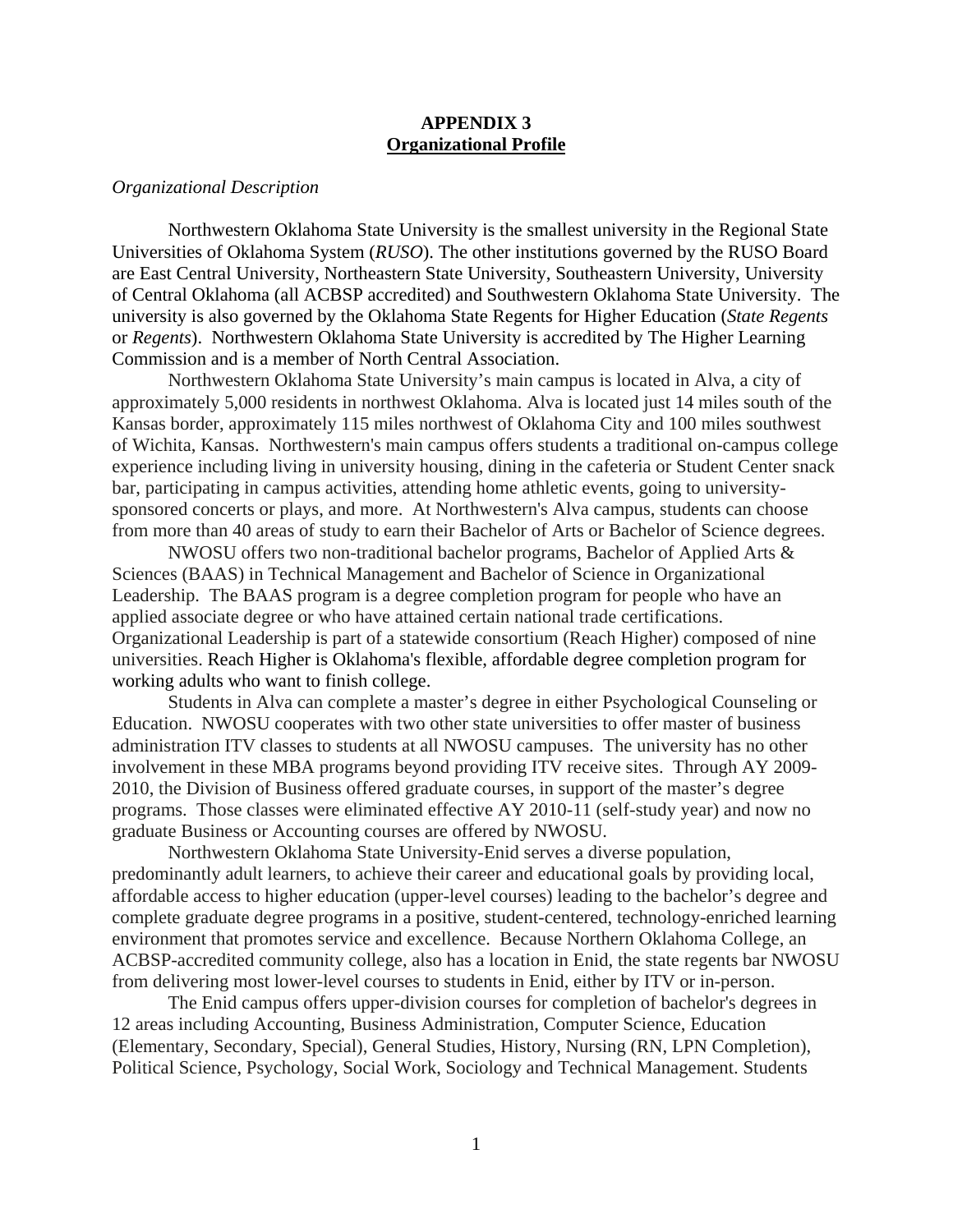# APPENDIX 3

## Organizational Profile

*Organizational Description*

Northwestern Oklahoma State University is the smallest university in the Regional State Universities of Oklahoma System (*RUSO*). The other institutions governed by the RUSO Board are East Central University, Northeastern State University, Southeastern University, University of Central Oklahoma (all ACBSP accredited) and Southwestern Oklahoma State University. The university is also governed by the Oklahoma State Regents for Higher Education (*State Regents* or *Regents*). Northwestern Oklahoma State University is accredited by The Higher Learning Commission and is a member of North Central Association.

Northwestern Oklahoma State University's main campus is located in Alva, a city of approximately 5,000 residents in northwest Oklahoma. Alva is located just 14 miles south of the Kansas border, approximately 115 miles northwest of Oklahoma City and 100 miles southwest of Wichita, Kansas. Northwestern's main campus offers students a traditional on-campus college experience including living in university housing, dining in the cafeteria or Student Center snack bar, participating in campus activities, attending home athletic events, going to university-sponsored concerts or plays, and more. At Northwestern's Alva campus, students can choose from more than 40 areas of study to earn their Bachelor of Arts or Bachelor of Science degrees.

NWOSU offers two non-traditional bachelor programs, Bachelor of Applied Arts & Sciences (BAAS) in Technical Management and Bachelor of Science in Organizational Leadership. The BAAS program is a degree completion program for people who have an applied associate degree or who have attained certain national trade certifications. Organizational Leadership is part of a statewide consortium (Reach Higher) composed of nine universities. Reach Higher is Oklahoma's flexible, affordable degree completion program for working adults who want to finish college.

Students in Alva can complete a master's degree in either Psychological Counseling or Education. NWOSU cooperates with two other state universities to offer master of business administration ITV classes to students at all NWOSU campuses. The university has no other involvement in these MBA programs beyond providing ITV receive sites. Through AY 2009-2010, the Division of Business offered graduate courses, in support of the master's degree programs. Those classes were eliminated effective AY 2010-11 (self-study year) and now no graduate Business or Accounting courses are offered by NWOSU.

Northwestern Oklahoma State University-Enid serves a diverse population, predominantly adult learners, to achieve their career and educational goals by providing local, affordable access to higher education (upper-level courses) leading to the bachelor's degree and complete graduate degree programs in a positive, student-centered, technology-enriched learning environment that promotes service and excellence. Because Northern Oklahoma College, an ACBSP-accredited community college, also has a location in Enid, the state regents bar NWOSU from delivering most lower-level courses to students in Enid, either by ITV or in-person.

The Enid campus offers upper-division courses for completion of bachelor's degrees in 12 areas including Accounting, Business Administration, Computer Science, Education (Elementary, Secondary, Special), General Studies, History, Nursing (RN, LPN Completion), Political Science, Psychology, Social Work, Sociology and Technical Management. Students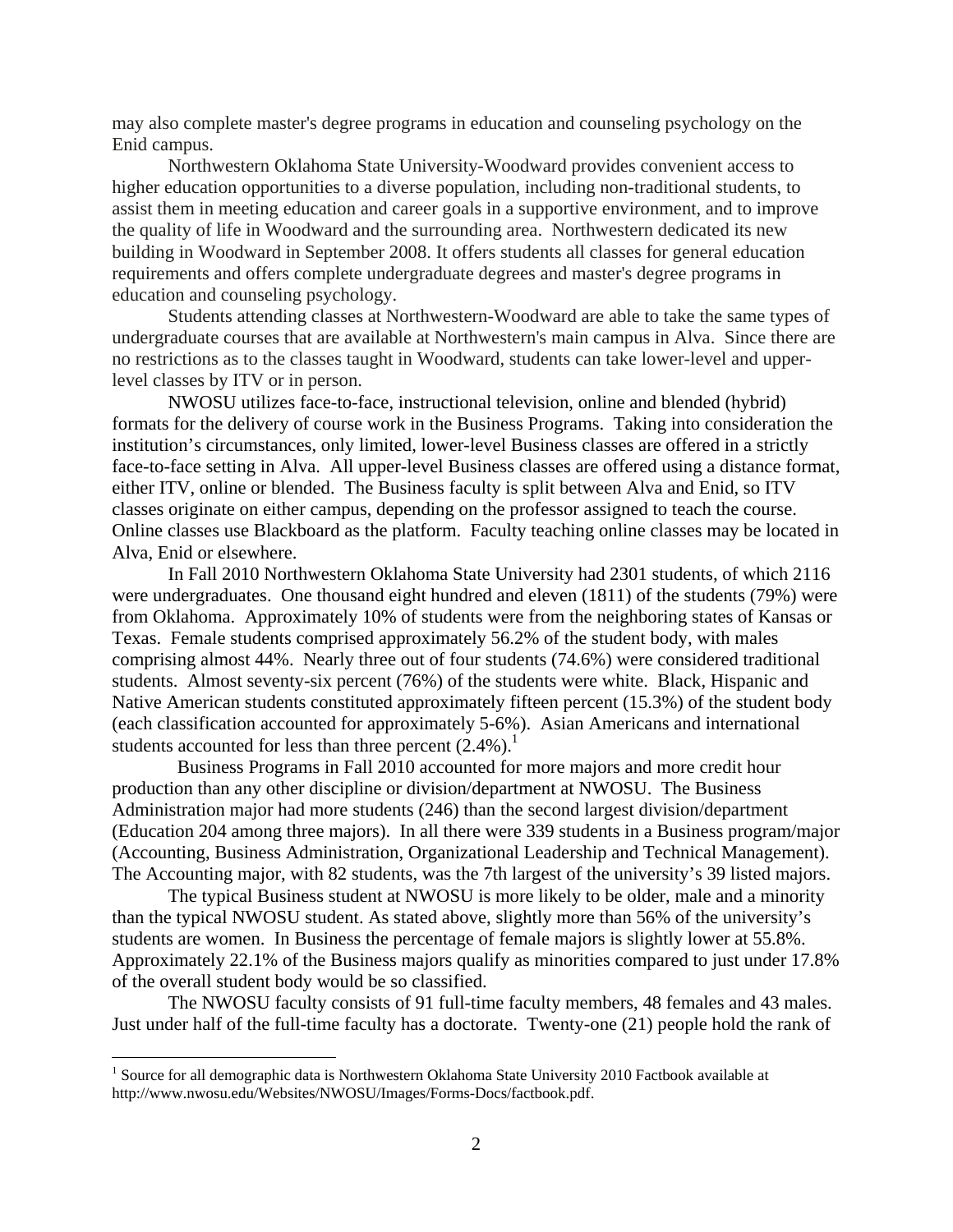may also complete master's degree programs in education and counseling psychology on the Enid campus.

Northwestern Oklahoma State University-Woodward provides convenient access to higher education opportunities to a diverse population, including non-traditional students, to assist them in meeting education and career goals in a supportive environment, and to improve the quality of life in Woodward and the surrounding area. Northwestern dedicated its new building in Woodward in September 2008. It offers students all classes for general education requirements and offers complete undergraduate degrees and master's degree programs in education and counseling psychology.

Students attending classes at Northwestern-Woodward are able to take the same types of undergraduate courses that are available at Northwestern's main campus in Alva. Since there are no restrictions as to the classes taught in Woodward, students can take lower-level and upper-level classes by ITV or in person.

NWOSU utilizes face-to-face, instructional television, online and blended (hybrid) formats for the delivery of course work in the Business Programs. Taking into consideration the institution's circumstances, only limited, lower-level Business classes are offered in a strictly face-to-face setting in Alva. All upper-level Business classes are offered using a distance format, either ITV, online or blended. The Business faculty is split between Alva and Enid, so ITV classes originate on either campus, depending on the professor assigned to teach the course. Online classes use Blackboard as the platform. Faculty teaching online classes may be located in Alva, Enid or elsewhere.

In Fall 2010 Northwestern Oklahoma State University had 2301 students, of which 2116 were undergraduates. One thousand eight hundred and eleven (1811) of the students (79%) were from Oklahoma. Approximately 10% of students were from the neighboring states of Kansas or Texas. Female students comprised approximately 56.2% of the student body, with males comprising almost 44%. Nearly three out of four students (74.6%) were considered traditional students. Almost seventy-six percent (76%) of the students were white. Black, Hispanic and Native American students constituted approximately fifteen percent (15.3%) of the student body (each classification accounted for approximately 5-6%). Asian Americans and international students accounted for less than three percent (2.4%).[1]

Business Programs in Fall 2010 accounted for more majors and more credit hour production than any other discipline or division/department at NWOSU. The Business Administration major had more students (246) than the second largest division/department (Education 204 among three majors). In all there were 339 students in a Business program/major (Accounting, Business Administration, Organizational Leadership and Technical Management). The Accounting major, with 82 students, was the 7th largest of the university's 39 listed majors.

The typical Business student at NWOSU is more likely to be older, male and a minority than the typical NWOSU student. As stated above, slightly more than 56% of the university's students are women. In Business the percentage of female majors is slightly lower at 55.8%. Approximately 22.1% of the Business majors qualify as minorities compared to just under 17.8% of the overall student body would be so classified.

The NWOSU faculty consists of 91 full-time faculty members, 48 females and 43 males. Just under half of the full-time faculty has a doctorate. Twenty-one (21) people hold the rank of

[1] Source for all demographic data is Northwestern Oklahoma State University 2010 Factbook available at http://www.nwosu.edu/Websites/NWOSU/Images/Forms-Docs/factbook.pdf.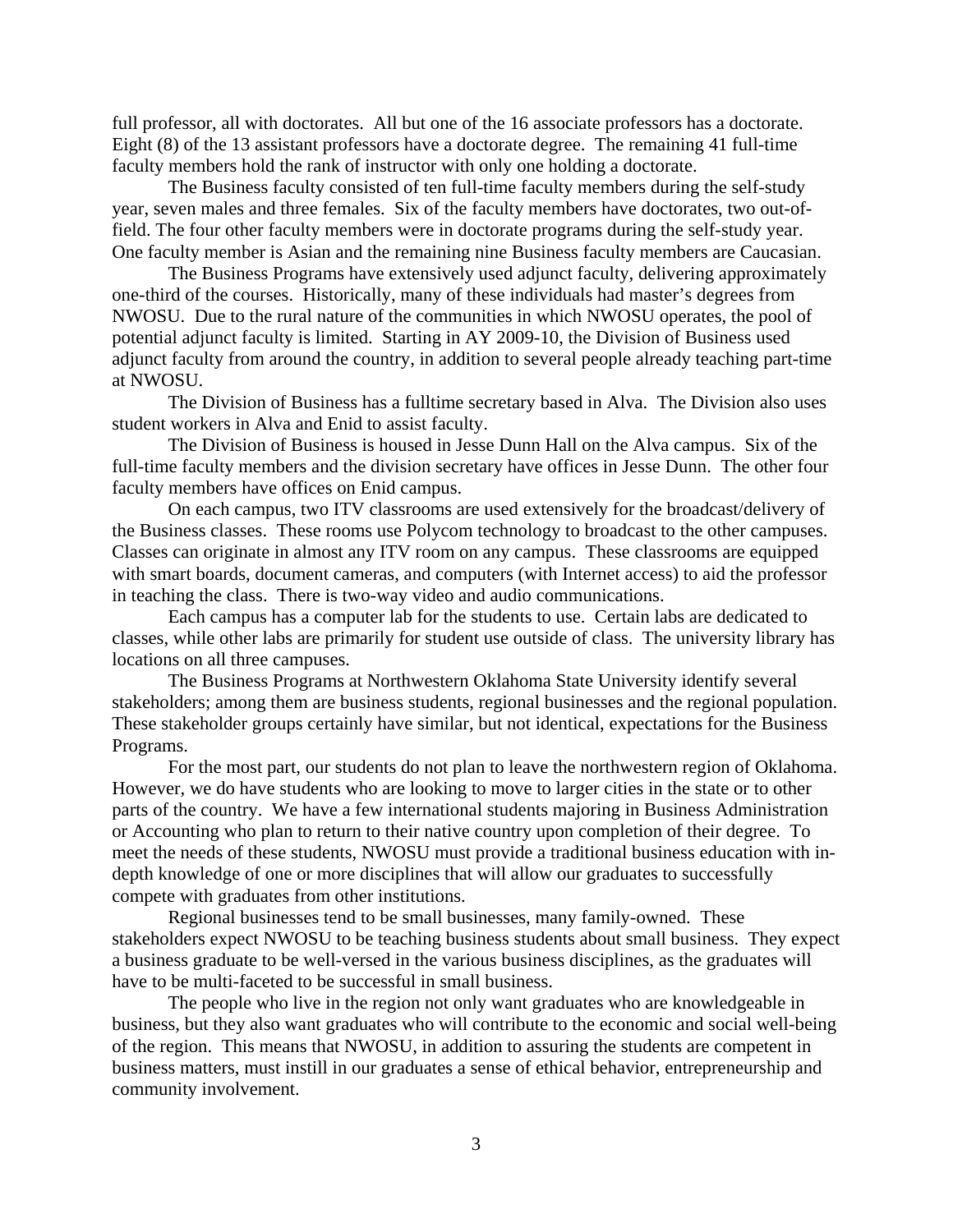full professor, all with doctorates. All but one of the 16 associate professors has a doctorate. Eight (8) of the 13 assistant professors have a doctorate degree. The remaining 41 full-time faculty members hold the rank of instructor with only one holding a doctorate.

The Business faculty consisted of ten full-time faculty members during the self-study year, seven males and three females. Six of the faculty members have doctorates, two out-of-field. The four other faculty members were in doctorate programs during the self-study year. One faculty member is Asian and the remaining nine Business faculty members are Caucasian.

The Business Programs have extensively used adjunct faculty, delivering approximately one-third of the courses. Historically, many of these individuals had master's degrees from NWOSU. Due to the rural nature of the communities in which NWOSU operates, the pool of potential adjunct faculty is limited. Starting in AY 2009-10, the Division of Business used adjunct faculty from around the country, in addition to several people already teaching part-time at NWOSU.

The Division of Business has a fulltime secretary based in Alva. The Division also uses student workers in Alva and Enid to assist faculty.

The Division of Business is housed in Jesse Dunn Hall on the Alva campus. Six of the full-time faculty members and the division secretary have offices in Jesse Dunn. The other four faculty members have offices on Enid campus.

On each campus, two ITV classrooms are used extensively for the broadcast/delivery of the Business classes. These rooms use Polycom technology to broadcast to the other campuses. Classes can originate in almost any ITV room on any campus. These classrooms are equipped with smart boards, document cameras, and computers (with Internet access) to aid the professor in teaching the class. There is two-way video and audio communications.

Each campus has a computer lab for the students to use. Certain labs are dedicated to classes, while other labs are primarily for student use outside of class. The university library has locations on all three campuses.

The Business Programs at Northwestern Oklahoma State University identify several stakeholders; among them are business students, regional businesses and the regional population. These stakeholder groups certainly have similar, but not identical, expectations for the Business Programs.

For the most part, our students do not plan to leave the northwestern region of Oklahoma. However, we do have students who are looking to move to larger cities in the state or to other parts of the country. We have a few international students majoring in Business Administration or Accounting who plan to return to their native country upon completion of their degree. To meet the needs of these students, NWOSU must provide a traditional business education with in-depth knowledge of one or more disciplines that will allow our graduates to successfully compete with graduates from other institutions.

Regional businesses tend to be small businesses, many family-owned. These stakeholders expect NWOSU to be teaching business students about small business. They expect a business graduate to be well-versed in the various business disciplines, as the graduates will have to be multi-faceted to be successful in small business.

The people who live in the region not only want graduates who are knowledgeable in business, but they also want graduates who will contribute to the economic and social well-being of the region. This means that NWOSU, in addition to assuring the students are competent in business matters, must instill in our graduates a sense of ethical behavior, entrepreneurship and community involvement.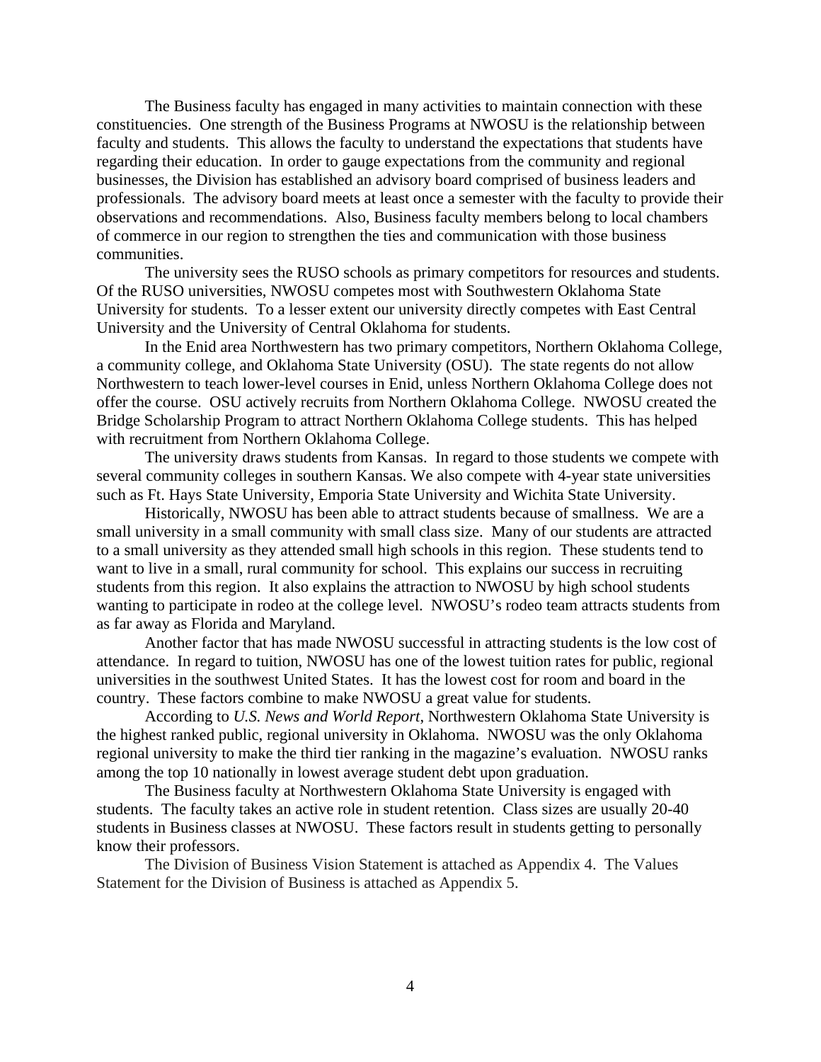The Business faculty has engaged in many activities to maintain connection with these constituencies. One strength of the Business Programs at NWOSU is the relationship between faculty and students. This allows the faculty to understand the expectations that students have regarding their education. In order to gauge expectations from the community and regional businesses, the Division has established an advisory board comprised of business leaders and professionals. The advisory board meets at least once a semester with the faculty to provide their observations and recommendations. Also, Business faculty members belong to local chambers of commerce in our region to strengthen the ties and communication with those business communities.

The university sees the RUSO schools as primary competitors for resources and students. Of the RUSO universities, NWOSU competes most with Southwestern Oklahoma State University for students. To a lesser extent our university directly competes with East Central University and the University of Central Oklahoma for students.

In the Enid area Northwestern has two primary competitors, Northern Oklahoma College, a community college, and Oklahoma State University (OSU). The state regents do not allow Northwestern to teach lower-level courses in Enid, unless Northern Oklahoma College does not offer the course. OSU actively recruits from Northern Oklahoma College. NWOSU created the Bridge Scholarship Program to attract Northern Oklahoma College students. This has helped with recruitment from Northern Oklahoma College.

The university draws students from Kansas. In regard to those students we compete with several community colleges in southern Kansas. We also compete with 4-year state universities such as Ft. Hays State University, Emporia State University and Wichita State University.

Historically, NWOSU has been able to attract students because of smallness. We are a small university in a small community with small class size. Many of our students are attracted to a small university as they attended small high schools in this region. These students tend to want to live in a small, rural community for school. This explains our success in recruiting students from this region. It also explains the attraction to NWOSU by high school students wanting to participate in rodeo at the college level. NWOSU's rodeo team attracts students from as far away as Florida and Maryland.

Another factor that has made NWOSU successful in attracting students is the low cost of attendance. In regard to tuition, NWOSU has one of the lowest tuition rates for public, regional universities in the southwest United States. It has the lowest cost for room and board in the country. These factors combine to make NWOSU a great value for students.

According to *U.S. News and World Report*, Northwestern Oklahoma State University is the highest ranked public, regional university in Oklahoma. NWOSU was the only Oklahoma regional university to make the third tier ranking in the magazine's evaluation. NWOSU ranks among the top 10 nationally in lowest average student debt upon graduation.

The Business faculty at Northwestern Oklahoma State University is engaged with students. The faculty takes an active role in student retention. Class sizes are usually 20-40 students in Business classes at NWOSU. These factors result in students getting to personally know their professors.

The Division of Business Vision Statement is attached as Appendix 4. The Values Statement for the Division of Business is attached as Appendix 5.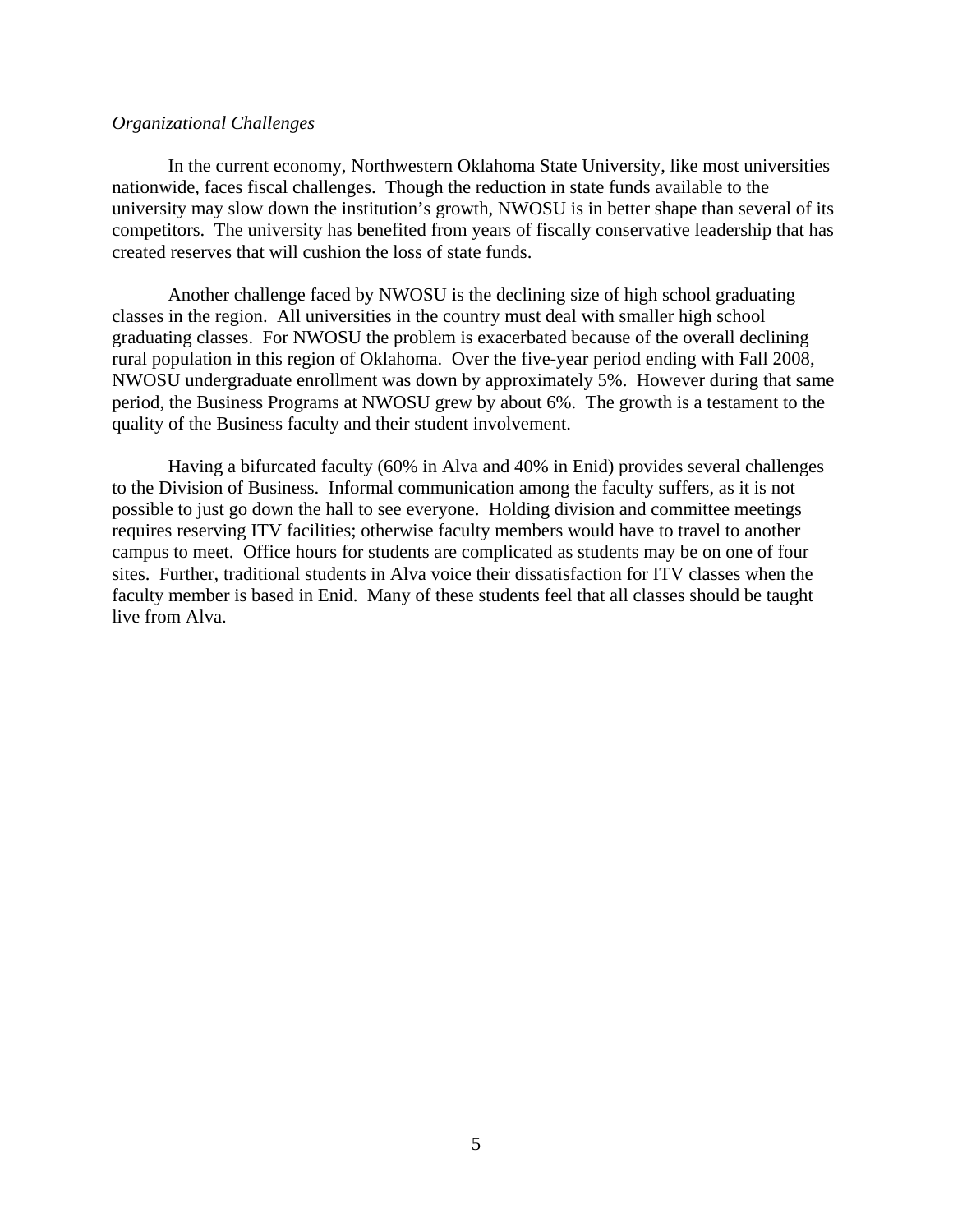*Organizational Challenges*

In the current economy, Northwestern Oklahoma State University, like most universities nationwide, faces fiscal challenges. Though the reduction in state funds available to the university may slow down the institution's growth, NWOSU is in better shape than several of its competitors. The university has benefited from years of fiscally conservative leadership that has created reserves that will cushion the loss of state funds.

Another challenge faced by NWOSU is the declining size of high school graduating classes in the region. All universities in the country must deal with smaller high school graduating classes. For NWOSU the problem is exacerbated because of the overall declining rural population in this region of Oklahoma. Over the five-year period ending with Fall 2008, NWOSU undergraduate enrollment was down by approximately 5%. However during that same period, the Business Programs at NWOSU grew by about 6%. The growth is a testament to the quality of the Business faculty and their student involvement.

Having a bifurcated faculty (60% in Alva and 40% in Enid) provides several challenges to the Division of Business. Informal communication among the faculty suffers, as it is not possible to just go down the hall to see everyone. Holding division and committee meetings requires reserving ITV facilities; otherwise faculty members would have to travel to another campus to meet. Office hours for students are complicated as students may be on one of four sites. Further, traditional students in Alva voice their dissatisfaction for ITV classes when the faculty member is based in Enid. Many of these students feel that all classes should be taught live from Alva.